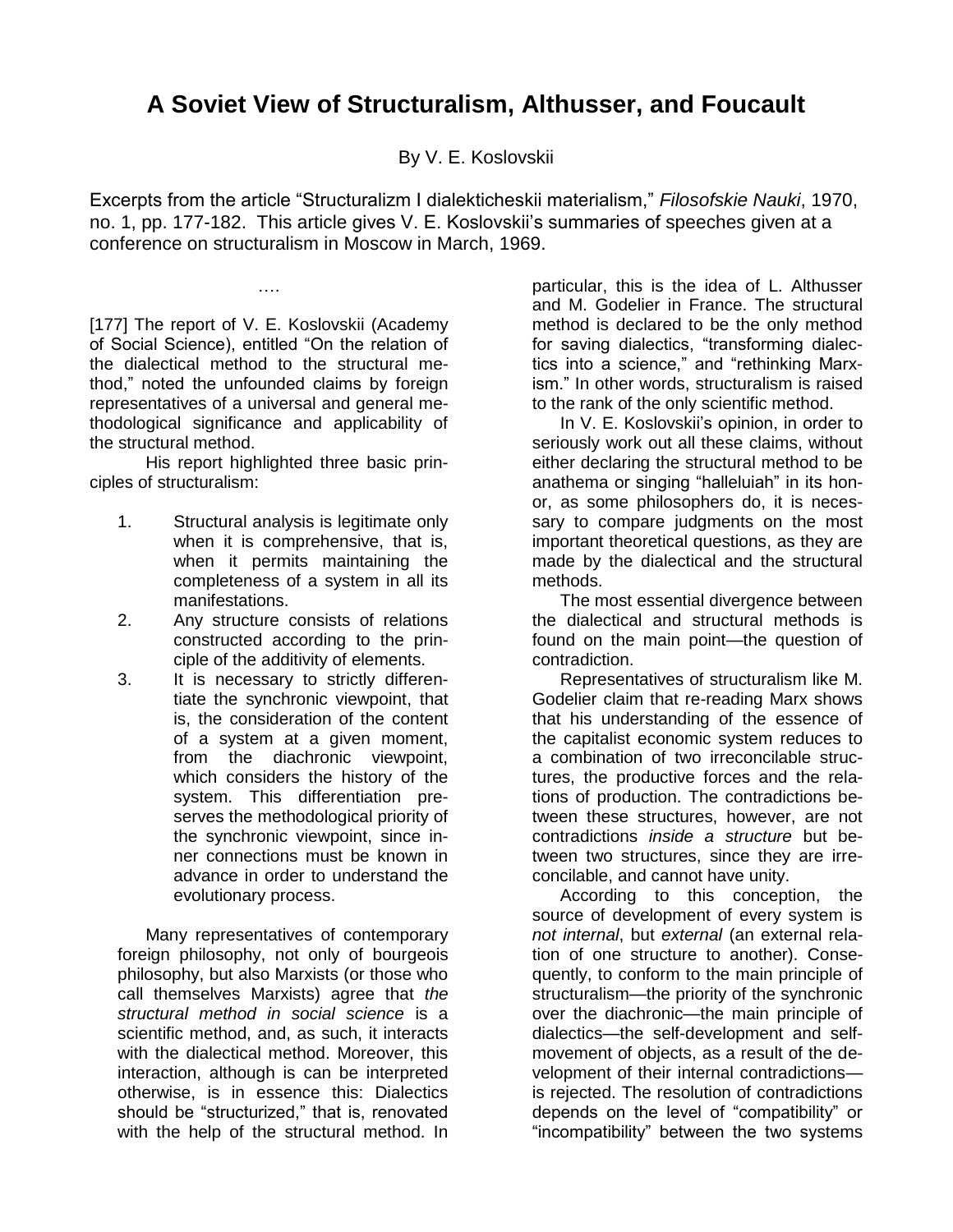# A Soviet View of Structuralism, Althusser, and Foucault

By V. E. Koslovskii

Excerpts from the article "Structuralizm I dialekticheskii materialism," *Filosofskie Nauki*, 1970, no. 1, pp. 177-182. This article gives V. E. Koslovskii's summaries of speeches given at a conference on structuralism in Moscow in March, 1969.

….

[177] The report of V. E. Koslovskii (Academy of Social Science), entitled "On the relation of the dialectical method to the structural method," noted the unfounded claims by foreign representatives of a universal and general methodological significance and applicability of the structural method.

His report highlighted three basic principles of structuralism:

1. Structural analysis is legitimate only when it is comprehensive, that is, when it permits maintaining the completeness of a system in all its manifestations.
2. Any structure consists of relations constructed according to the principle of the additivity of elements.
3. It is necessary to strictly differentiate the synchronic viewpoint, that is, the consideration of the content of a system at a given moment, from the diachronic viewpoint, which considers the history of the system. This differentiation preserves the methodological priority of the synchronic viewpoint, since inner connections must be known in advance in order to understand the evolutionary process.

Many representatives of contemporary foreign philosophy, not only of bourgeois philosophy, but also Marxists (or those who call themselves Marxists) agree that *the structural method in social science* is a scientific method, and, as such, it interacts with the dialectical method. Moreover, this interaction, although is can be interpreted otherwise, is in essence this: Dialectics should be "structurized," that is, renovated with the help of the structural method. In particular, this is the idea of L. Althusser and M. Godelier in France. The structural method is declared to be the only method for saving dialectics, "transforming dialectics into a science," and "rethinking Marxism." In other words, structuralism is raised to the rank of the only scientific method.

In V. E. Koslovskii's opinion, in order to seriously work out all these claims, without either declaring the structural method to be anathema or singing "halleluiah" in its honor, as some philosophers do, it is necessary to compare judgments on the most important theoretical questions, as they are made by the dialectical and the structural methods.

The most essential divergence between the dialectical and structural methods is found on the main point—the question of contradiction.

Representatives of structuralism like M. Godelier claim that re-reading Marx shows that his understanding of the essence of the capitalist economic system reduces to a combination of two irreconcilable structures, the productive forces and the relations of production. The contradictions between these structures, however, are not contradictions *inside a structure* but between two structures, since they are irreconcilable, and cannot have unity.

According to this conception, the source of development of every system is *not internal*, but *external* (an external relation of one structure to another). Consequently, to conform to the main principle of structuralism—the priority of the synchronic over the diachronic—the main principle of dialectics—the self-development and self-movement of objects, as a result of the development of their internal contradictions—is rejected. The resolution of contradictions depends on the level of "compatibility" or "incompatibility" between the two systems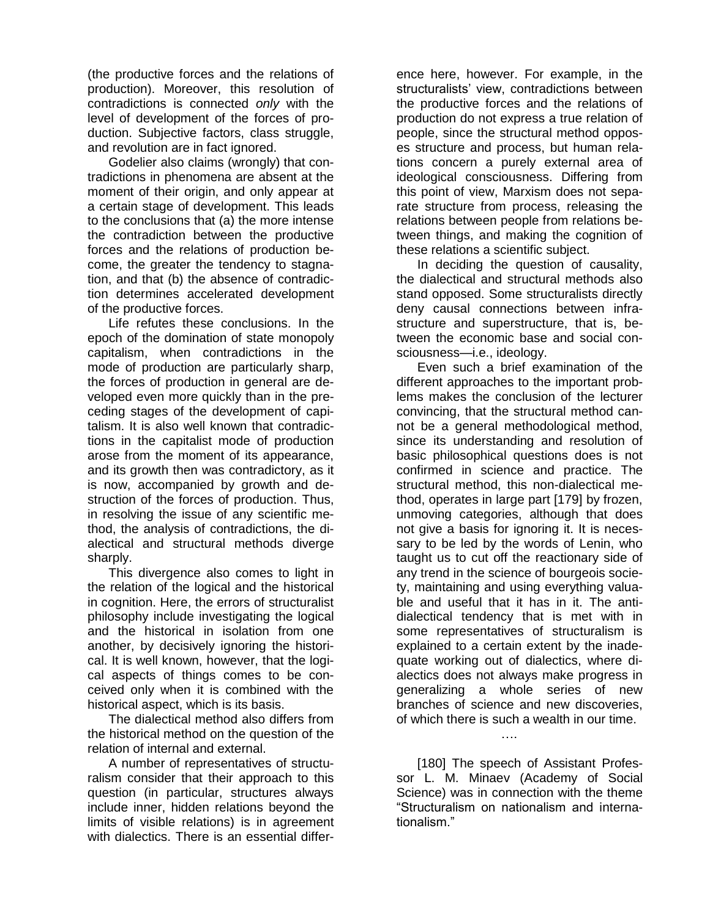(the productive forces and the relations of production). Moreover, this resolution of contradictions is connected *only* with the level of development of the forces of production. Subjective factors, class struggle, and revolution are in fact ignored.

Godelier also claims (wrongly) that contradictions in phenomena are absent at the moment of their origin, and only appear at a certain stage of development. This leads to the conclusions that (a) the more intense the contradiction between the productive forces and the relations of production become, the greater the tendency to stagnation, and that (b) the absence of contradiction determines accelerated development of the productive forces.

Life refutes these conclusions. In the epoch of the domination of state monopoly capitalism, when contradictions in the mode of production are particularly sharp, the forces of production in general are developed even more quickly than in the preceding stages of the development of capitalism. It is also well known that contradictions in the capitalist mode of production arose from the moment of its appearance, and its growth then was contradictory, as it is now, accompanied by growth and destruction of the forces of production. Thus, in resolving the issue of any scientific method, the analysis of contradictions, the dialectical and structural methods diverge sharply.

This divergence also comes to light in the relation of the logical and the historical in cognition. Here, the errors of structuralist philosophy include investigating the logical and the historical in isolation from one another, by decisively ignoring the historical. It is well known, however, that the logical aspects of things comes to be conceived only when it is combined with the historical aspect, which is its basis.

The dialectical method also differs from the historical method on the question of the relation of internal and external.

A number of representatives of structuralism consider that their approach to this question (in particular, structures always include inner, hidden relations beyond the limits of visible relations) is in agreement with dialectics. There is an essential difference here, however. For example, in the structuralists' view, contradictions between the productive forces and the relations of production do not express a true relation of people, since the structural method opposes structure and process, but human relations concern a purely external area of ideological consciousness. Differing from this point of view, Marxism does not separate structure from process, releasing the relations between people from relations between things, and making the cognition of these relations a scientific subject.

In deciding the question of causality, the dialectical and structural methods also stand opposed. Some structuralists directly deny causal connections between infrastructure and superstructure, that is, between the economic base and social consciousness—i.e., ideology.

Even such a brief examination of the different approaches to the important problems makes the conclusion of the lecturer convincing, that the structural method cannot be a general methodological method, since its understanding and resolution of basic philosophical questions does is not confirmed in science and practice. The structural method, this non-dialectical method, operates in large part [179] by frozen, unmoving categories, although that does not give a basis for ignoring it. It is necessary to be led by the words of Lenin, who taught us to cut off the reactionary side of any trend in the science of bourgeois society, maintaining and using everything valuable and useful that it has in it. The anti-dialectical tendency that is met with in some representatives of structuralism is explained to a certain extent by the inadequate working out of dialectics, where dialectics does not always make progress in generalizing a whole series of new branches of science and new discoveries, of which there is such a wealth in our time.

….

[180] The speech of Assistant Professor L. M. Minaev (Academy of Social Science) was in connection with the theme "Structuralism on nationalism and internationalism."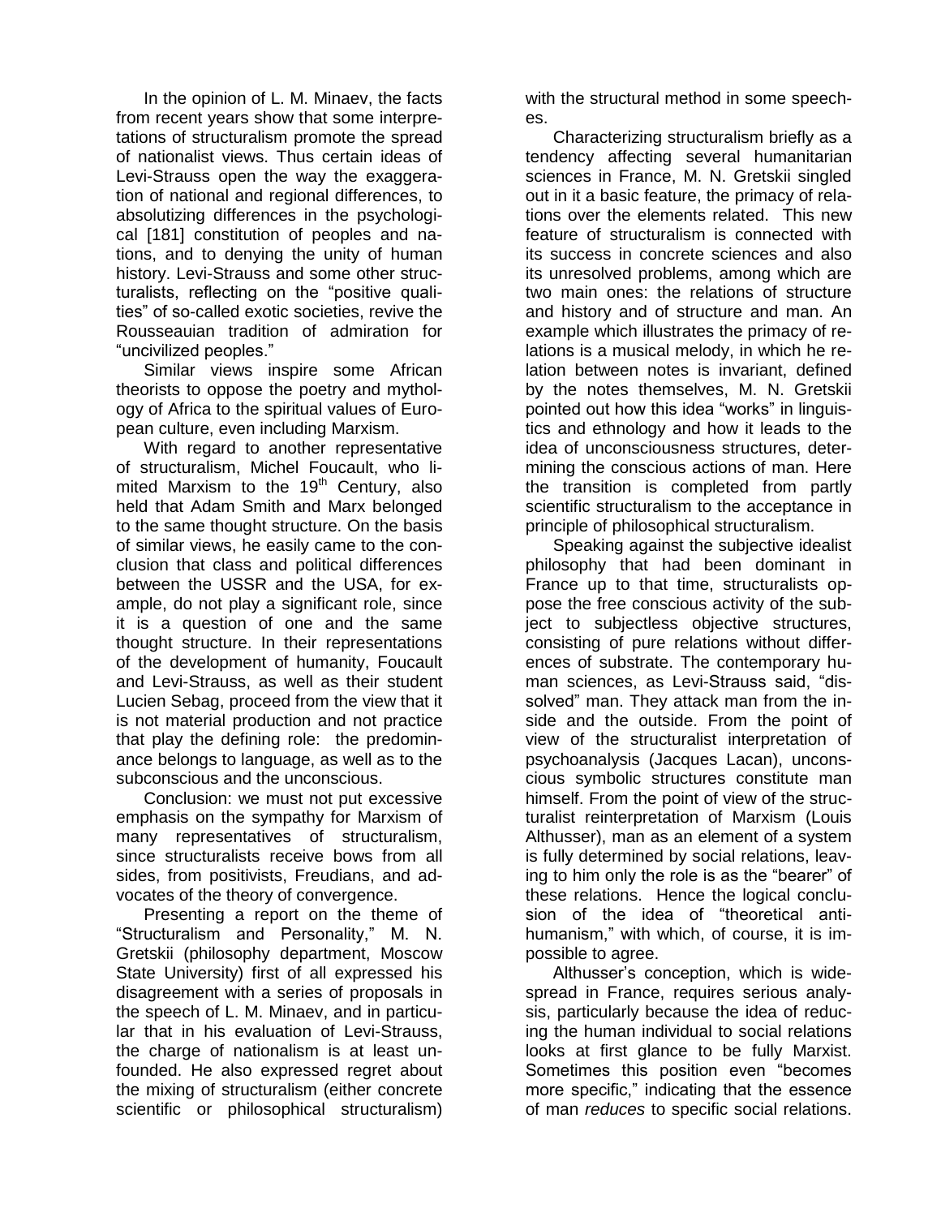In the opinion of L. M. Minaev, the facts from recent years show that some interpretations of structuralism promote the spread of nationalist views. Thus certain ideas of Levi-Strauss open the way the exaggeration of national and regional differences, to absolutizing differences in the psychological [181] constitution of peoples and nations, and to denying the unity of human history. Levi-Strauss and some other structuralists, reflecting on the "positive qualities" of so-called exotic societies, revive the Rousseauian tradition of admiration for "uncivilized peoples."

Similar views inspire some African theorists to oppose the poetry and mythology of Africa to the spiritual values of European culture, even including Marxism.

With regard to another representative of structuralism, Michel Foucault, who limited Marxism to the 19th Century, also held that Adam Smith and Marx belonged to the same thought structure. On the basis of similar views, he easily came to the conclusion that class and political differences between the USSR and the USA, for example, do not play a significant role, since it is a question of one and the same thought structure. In their representations of the development of humanity, Foucault and Levi-Strauss, as well as their student Lucien Sebag, proceed from the view that it is not material production and not practice that play the defining role: the predominance belongs to language, as well as to the subconscious and the unconscious.

Conclusion: we must not put excessive emphasis on the sympathy for Marxism of many representatives of structuralism, since structuralists receive bows from all sides, from positivists, Freudians, and advocates of the theory of convergence.

Presenting a report on the theme of "Structuralism and Personality," M. N. Gretskii (philosophy department, Moscow State University) first of all expressed his disagreement with a series of proposals in the speech of L. M. Minaev, and in particular that in his evaluation of Levi-Strauss, the charge of nationalism is at least unfounded. He also expressed regret about the mixing of structuralism (either concrete scientific or philosophical structuralism) with the structural method in some speeches.

Characterizing structuralism briefly as a tendency affecting several humanitarian sciences in France, M. N. Gretskii singled out in it a basic feature, the primacy of relations over the elements related. This new feature of structuralism is connected with its success in concrete sciences and also its unresolved problems, among which are two main ones: the relations of structure and history and of structure and man. An example which illustrates the primacy of relations is a musical melody, in which he relation between notes is invariant, defined by the notes themselves, M. N. Gretskii pointed out how this idea "works" in linguistics and ethnology and how it leads to the idea of unconsciousness structures, determining the conscious actions of man. Here the transition is completed from partly scientific structuralism to the acceptance in principle of philosophical structuralism.

Speaking against the subjective idealist philosophy that had been dominant in France up to that time, structuralists oppose the free conscious activity of the subject to subjectless objective structures, consisting of pure relations without differences of substrate. The contemporary human sciences, as Levi-Strauss said, "dissolved" man. They attack man from the inside and the outside. From the point of view of the structuralist interpretation of psychoanalysis (Jacques Lacan), unconscious symbolic structures constitute man himself. From the point of view of the structuralist reinterpretation of Marxism (Louis Althusser), man as an element of a system is fully determined by social relations, leaving to him only the role is as the "bearer" of these relations. Hence the logical conclusion of the idea of "theoretical anti-humanism," with which, of course, it is impossible to agree.

Althusser's conception, which is widespread in France, requires serious analysis, particularly because the idea of reducing the human individual to social relations looks at first glance to be fully Marxist. Sometimes this position even "becomes more specific," indicating that the essence of man *reduces* to specific social relations.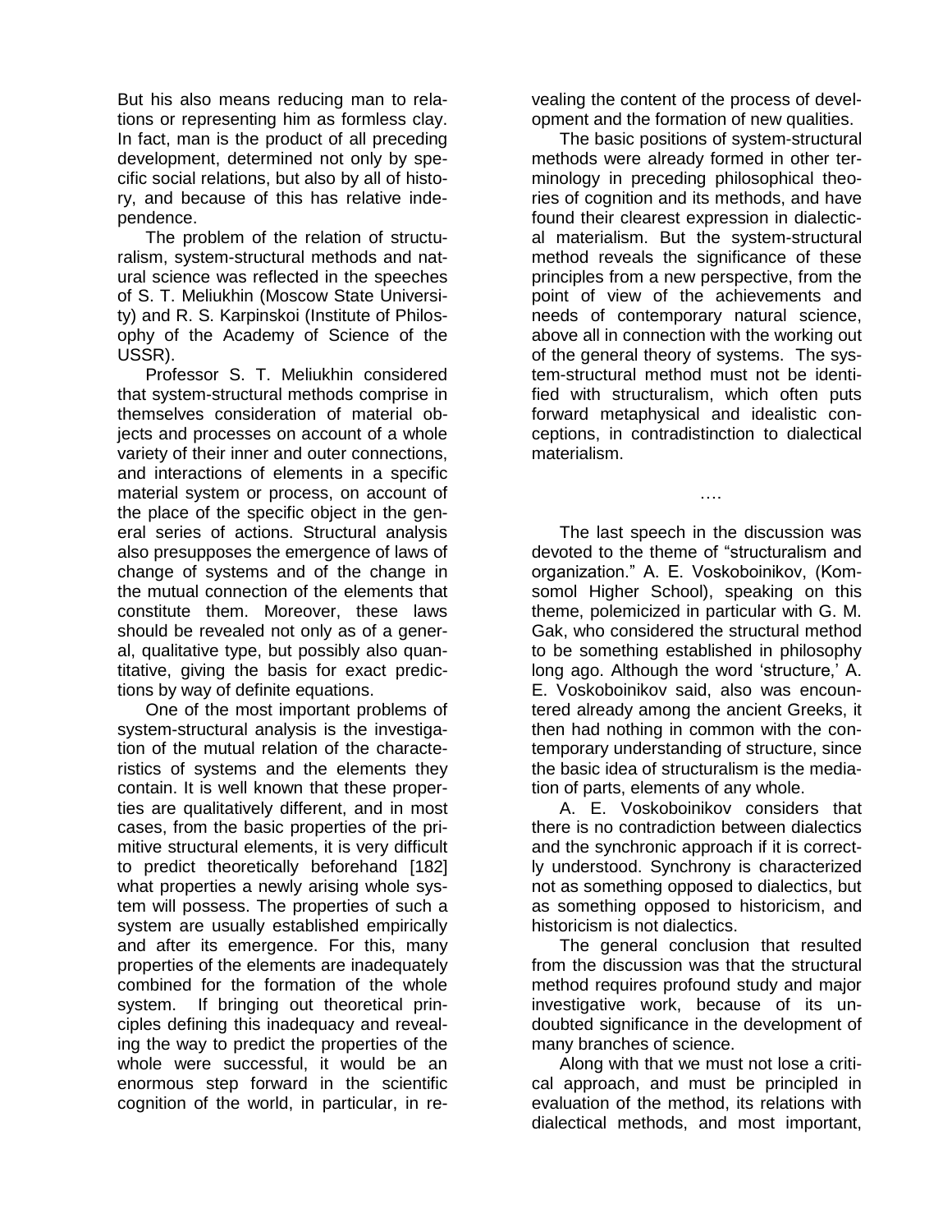But his also means reducing man to relations or representing him as formless clay. In fact, man is the product of all preceding development, determined not only by specific social relations, but also by all of history, and because of this has relative independence.

The problem of the relation of structuralism, system-structural methods and natural science was reflected in the speeches of S. T. Meliukhin (Moscow State University) and R. S. Karpinskoi (Institute of Philosophy of the Academy of Science of the USSR).

Professor S. T. Meliukhin considered that system-structural methods comprise in themselves consideration of material objects and processes on account of a whole variety of their inner and outer connections, and interactions of elements in a specific material system or process, on account of the place of the specific object in the general series of actions. Structural analysis also presupposes the emergence of laws of change of systems and of the change in the mutual connection of the elements that constitute them. Moreover, these laws should be revealed not only as of a general, qualitative type, but possibly also quantitative, giving the basis for exact predictions by way of definite equations.

One of the most important problems of system-structural analysis is the investigation of the mutual relation of the characteristics of systems and the elements they contain. It is well known that these properties are qualitatively different, and in most cases, from the basic properties of the primitive structural elements, it is very difficult to predict theoretically beforehand [182] what properties a newly arising whole system will possess. The properties of such a system are usually established empirically and after its emergence. For this, many properties of the elements are inadequately combined for the formation of the whole system. If bringing out theoretical principles defining this inadequacy and revealing the way to predict the properties of the whole were successful, it would be an enormous step forward in the scientific cognition of the world, in particular, in revealing the content of the process of development and the formation of new qualities.

The basic positions of system-structural methods were already formed in other terminology in preceding philosophical theories of cognition and its methods, and have found their clearest expression in dialectical materialism. But the system-structural method reveals the significance of these principles from a new perspective, from the point of view of the achievements and needs of contemporary natural science, above all in connection with the working out of the general theory of systems. The system-structural method must not be identified with structuralism, which often puts forward metaphysical and idealistic conceptions, in contradistinction to dialectical materialism.

….

The last speech in the discussion was devoted to the theme of “structuralism and organization.” A. E. Voskoboinikov, (Komsomol Higher School), speaking on this theme, polemicized in particular with G. M. Gak, who considered the structural method to be something established in philosophy long ago. Although the word ‘structure,’ A. E. Voskoboinikov said, also was encountered already among the ancient Greeks, it then had nothing in common with the contemporary understanding of structure, since the basic idea of structuralism is the mediation of parts, elements of any whole.

A. E. Voskoboinikov considers that there is no contradiction between dialectics and the synchronic approach if it is correctly understood. Synchrony is characterized not as something opposed to dialectics, but as something opposed to historicism, and historicism is not dialectics.

The general conclusion that resulted from the discussion was that the structural method requires profound study and major investigative work, because of its undoubted significance in the development of many branches of science.

Along with that we must not lose a critical approach, and must be principled in evaluation of the method, its relations with dialectical methods, and most important,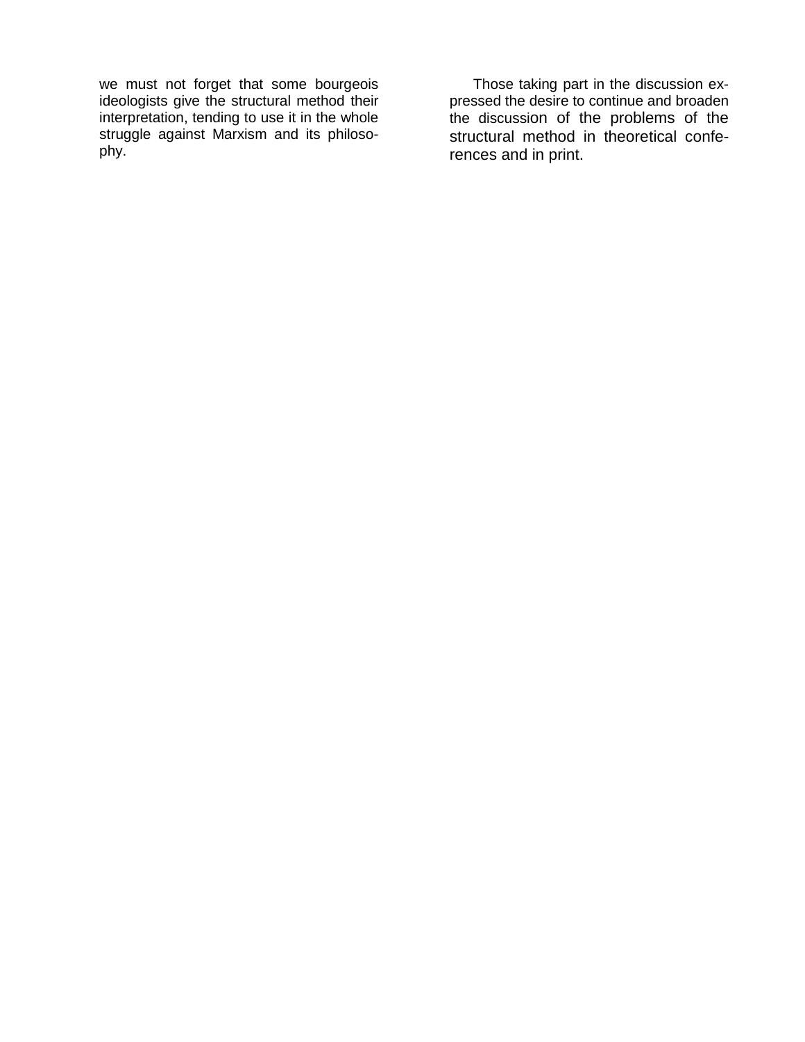we must not forget that some bourgeois ideologists give the structural method their interpretation, tending to use it in the whole struggle against Marxism and its philosophy.

Those taking part in the discussion expressed the desire to continue and broaden the discussion of the problems of the structural method in theoretical conferences and in print.